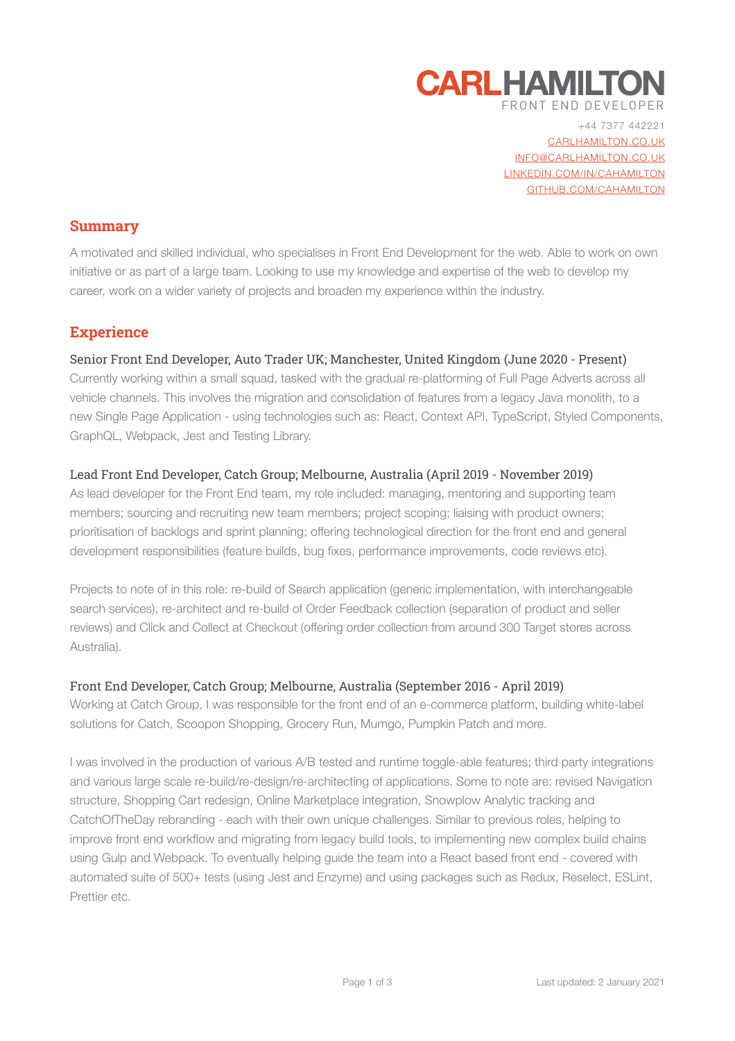# CARLHAMILTON

FRONT END DEVELOPER

+44 7377 442221
CARLHAMILTON.CO.UK
INFO@CARLHAMILTON.CO.UK
LINKEDIN.COM/IN/CAHAMILTON
GITHUB.COM/CAHAMILTON

## Summary

A motivated and skilled individual, who specialises in Front End Development for the web. Able to work on own initiative or as part of a large team. Looking to use my knowledge and expertise of the web to develop my career, work on a wider variety of projects and broaden my experience within the industry.

## Experience

### Senior Front End Developer, Auto Trader UK; Manchester, United Kingdom (June 2020 - Present)

Currently working within a small squad, tasked with the gradual re-platforming of Full Page Adverts across all vehicle channels. This involves the migration and consolidation of features from a legacy Java monolith, to a new Single Page Application - using technologies such as: React, Context API, TypeScript, Styled Components, GraphQL, Webpack, Jest and Testing Library.

### Lead Front End Developer, Catch Group; Melbourne, Australia (April 2019 - November 2019)

As lead developer for the Front End team, my role included: managing, mentoring and supporting team members; sourcing and recruiting new team members; project scoping; liaising with product owners; prioritisation of backlogs and sprint planning; offering technological direction for the front end and general development responsibilities (feature builds, bug fixes, performance improvements, code reviews etc).

Projects to note of in this role: re-build of Search application (generic implementation, with interchangeable search services), re-architect and re-build of Order Feedback collection (separation of product and seller reviews) and Click and Collect at Checkout (offering order collection from around 300 Target stores across Australia).

### Front End Developer, Catch Group; Melbourne, Australia (September 2016 - April 2019)

Working at Catch Group, I was responsible for the front end of an e-commerce platform, building white-label solutions for Catch, Scoopon Shopping, Grocery Run, Mumgo, Pumpkin Patch and more.

I was involved in the production of various A/B tested and runtime toggle-able features; third party integrations and various large scale re-build/re-design/re-architecting of applications. Some to note are: revised Navigation structure, Shopping Cart redesign, Online Marketplace integration, Snowplow Analytic tracking and CatchOfTheDay rebranding - each with their own unique challenges. Similar to previous roles, helping to improve front end workflow and migrating from legacy build tools, to implementing new complex build chains using Gulp and Webpack. To eventually helping guide the team into a React based front end - covered with automated suite of 500+ tests (using Jest and Enzyme) and using packages such as Redux, Reselect, ESLint, Prettier etc.

Last updated: 2 January 2021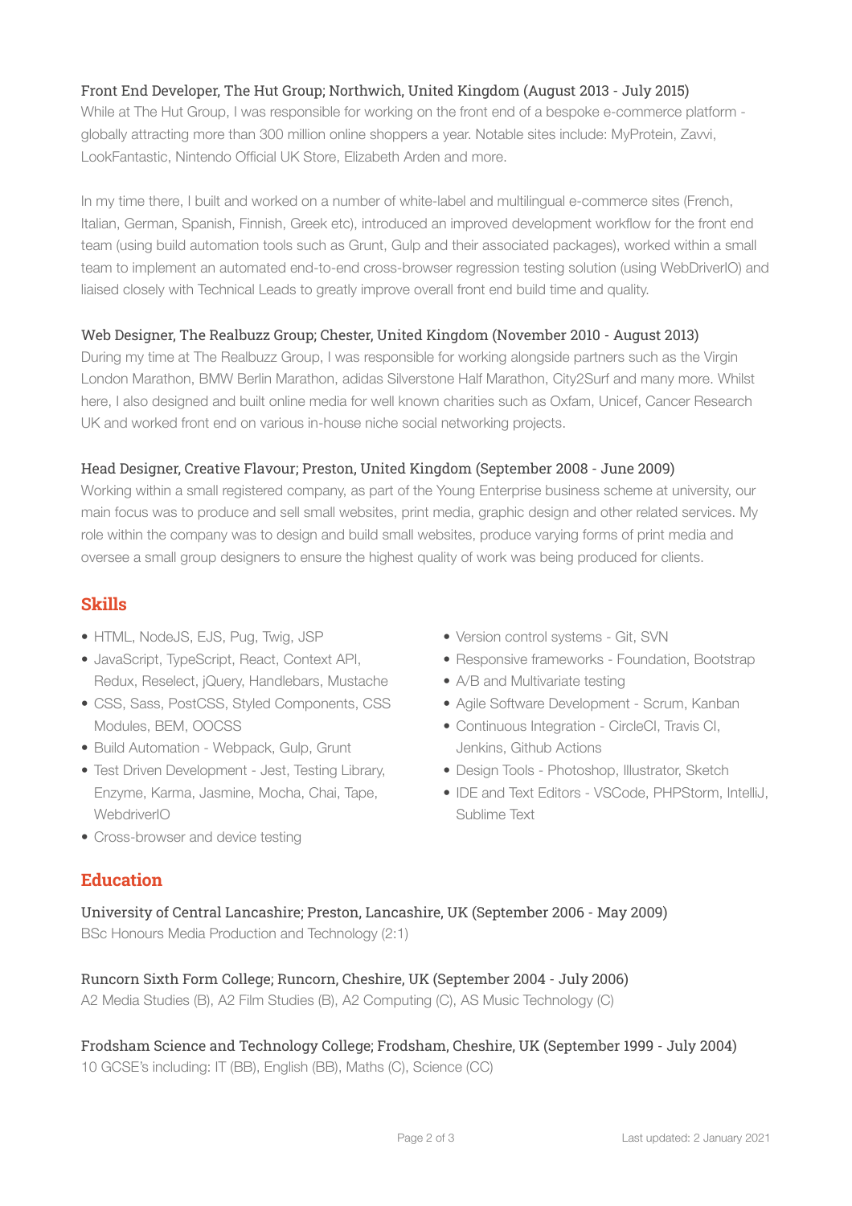### Front End Developer, The Hut Group; Northwich, United Kingdom (August 2013 - July 2015)

While at The Hut Group, I was responsible for working on the front end of a bespoke e-commerce platform - globally attracting more than 300 million online shoppers a year. Notable sites include: MyProtein, Zavvi, LookFantastic, Nintendo Official UK Store, Elizabeth Arden and more.

In my time there, I built and worked on a number of white-label and multilingual e-commerce sites (French, Italian, German, Spanish, Finnish, Greek etc), introduced an improved development workflow for the front end team (using build automation tools such as Grunt, Gulp and their associated packages), worked within a small team to implement an automated end-to-end cross-browser regression testing solution (using WebDriverIO) and liaised closely with Technical Leads to greatly improve overall front end build time and quality.

### Web Designer, The Realbuzz Group; Chester, United Kingdom (November 2010 - August 2013)

During my time at The Realbuzz Group, I was responsible for working alongside partners such as the Virgin London Marathon, BMW Berlin Marathon, adidas Silverstone Half Marathon, City2Surf and many more. Whilst here, I also designed and built online media for well known charities such as Oxfam, Unicef, Cancer Research UK and worked front end on various in-house niche social networking projects.

### Head Designer, Creative Flavour; Preston, United Kingdom (September 2008 - June 2009)

Working within a small registered company, as part of the Young Enterprise business scheme at university, our main focus was to produce and sell small websites, print media, graphic design and other related services. My role within the company was to design and build small websites, produce varying forms of print media and oversee a small group designers to ensure the highest quality of work was being produced for clients.

## Skills

- HTML, NodeJS, EJS, Pug, Twig, JSP
- JavaScript, TypeScript, React, Context API, Redux, Reselect, jQuery, Handlebars, Mustache
- CSS, Sass, PostCSS, Styled Components, CSS Modules, BEM, OOCSS
- Build Automation - Webpack, Gulp, Grunt
- Test Driven Development - Jest, Testing Library, Enzyme, Karma, Jasmine, Mocha, Chai, Tape, WebdriverIO
- Cross-browser and device testing
- Version control systems - Git, SVN
- Responsive frameworks - Foundation, Bootstrap
- A/B and Multivariate testing
- Agile Software Development - Scrum, Kanban
- Continuous Integration - CircleCI, Travis CI, Jenkins, Github Actions
- Design Tools - Photoshop, Illustrator, Sketch
- IDE and Text Editors - VSCode, PHPStorm, IntelliJ, Sublime Text

## Education

### University of Central Lancashire; Preston, Lancashire, UK (September 2006 - May 2009)

BSc Honours Media Production and Technology (2:1)

### Runcorn Sixth Form College; Runcorn, Cheshire, UK (September 2004 - July 2006)

A2 Media Studies (B), A2 Film Studies (B), A2 Computing (C), AS Music Technology (C)

### Frodsham Science and Technology College; Frodsham, Cheshire, UK (September 1999 - July 2004)

10 GCSE's including: IT (BB), English (BB), Maths (C), Science (CC)

Last updated: 2 January 2021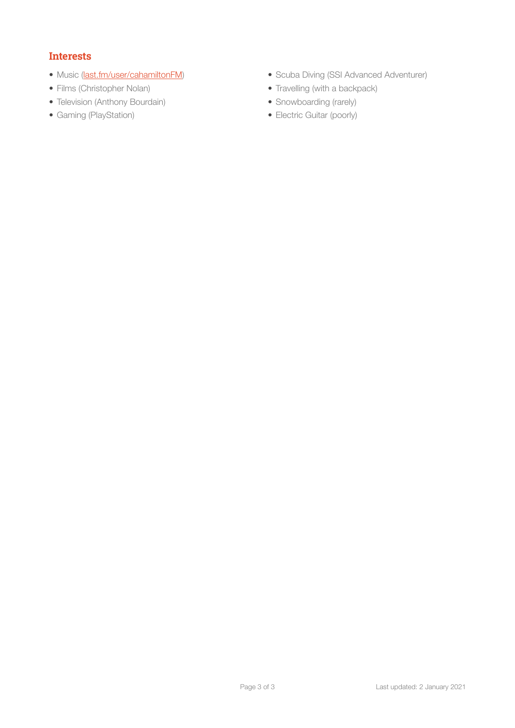## Interests

- Music (last.fm/user/cahamiltonFM)
- Films (Christopher Nolan)
- Television (Anthony Bourdain)
- Gaming (PlayStation)
- Scuba Diving (SSI Advanced Adventurer)
- Travelling (with a backpack)
- Snowboarding (rarely)
- Electric Guitar (poorly)

Last updated: 2 January 2021